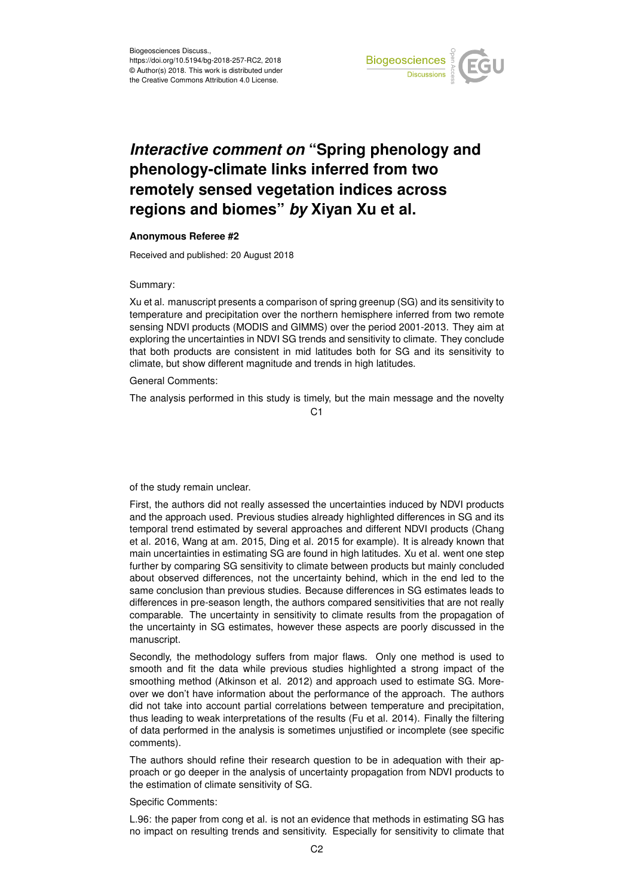Biogeosciences Discuss.,
https://doi.org/10.5194/bg-2018-257-RC2, 2018
© Author(s) 2018. This work is distributed under
the Creative Commons Attribution 4.0 License.

# *Interactive comment on* "Spring phenology and phenology-climate links inferred from two remotely sensed vegetation indices across regions and biomes" *by* Xiyan Xu et al.

**Anonymous Referee #2**

Received and published: 20 August 2018

Summary:

Xu et al. manuscript presents a comparison of spring greenup (SG) and its sensitivity to temperature and precipitation over the northern hemisphere inferred from two remote sensing NDVI products (MODIS and GIMMS) over the period 2001-2013. They aim at exploring the uncertainties in NDVI SG trends and sensitivity to climate. They conclude that both products are consistent in mid latitudes both for SG and its sensitivity to climate, but show different magnitude and trends in high latitudes.

General Comments:

The analysis performed in this study is timely, but the main message and the novelty of the study remain unclear.

First, the authors did not really assessed the uncertainties induced by NDVI products and the approach used. Previous studies already highlighted differences in SG and its temporal trend estimated by several approaches and different NDVI products (Chang et al. 2016, Wang at am. 2015, Ding et al. 2015 for example). It is already known that main uncertainties in estimating SG are found in high latitudes. Xu et al. went one step further by comparing SG sensitivity to climate between products but mainly concluded about observed differences, not the uncertainty behind, which in the end led to the same conclusion than previous studies. Because differences in SG estimates leads to differences in pre-season length, the authors compared sensitivities that are not really comparable. The uncertainty in sensitivity to climate results from the propagation of the uncertainty in SG estimates, however these aspects are poorly discussed in the manuscript.

Secondly, the methodology suffers from major flaws. Only one method is used to smooth and fit the data while previous studies highlighted a strong impact of the smoothing method (Atkinson et al. 2012) and approach used to estimate SG. Moreover we don't have information about the performance of the approach. The authors did not take into account partial correlations between temperature and precipitation, thus leading to weak interpretations of the results (Fu et al. 2014). Finally the filtering of data performed in the analysis is sometimes unjustified or incomplete (see specific comments).

The authors should refine their research question to be in adequation with their approach or go deeper in the analysis of uncertainty propagation from NDVI products to the estimation of climate sensitivity of SG.

Specific Comments:

L.96: the paper from cong et al. is not an evidence that methods in estimating SG has no impact on resulting trends and sensitivity. Especially for sensitivity to climate that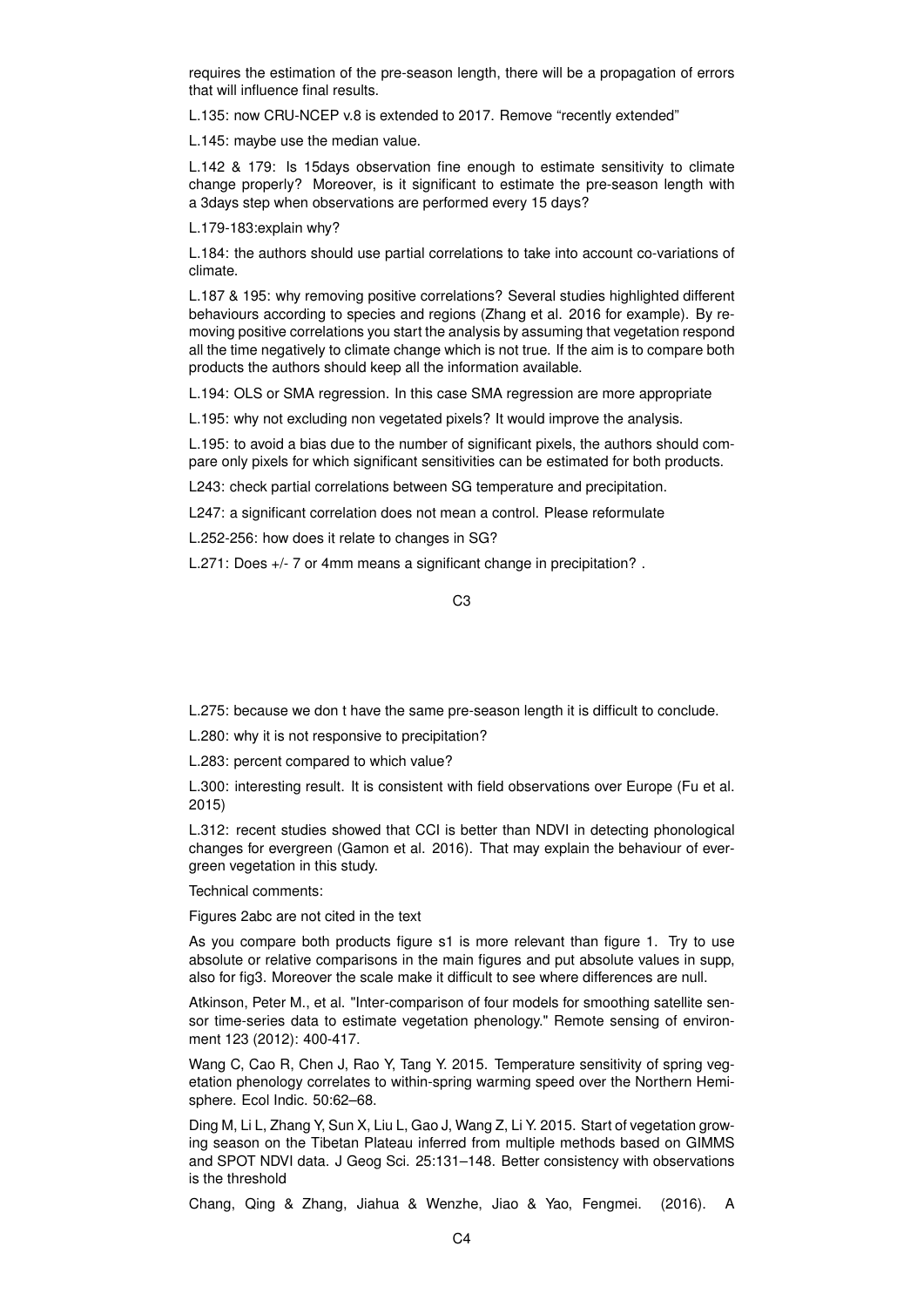requires the estimation of the pre-season length, there will be a propagation of errors that will influence final results.

L.135: now CRU-NCEP v.8 is extended to 2017. Remove "recently extended"

L.145: maybe use the median value.

L.142 & 179: Is 15days observation fine enough to estimate sensitivity to climate change properly? Moreover, is it significant to estimate the pre-season length with a 3days step when observations are performed every 15 days?

L.179-183:explain why?

L.184: the authors should use partial correlations to take into account co-variations of climate.

L.187 & 195: why removing positive correlations? Several studies highlighted different behaviours according to species and regions (Zhang et al. 2016 for example). By removing positive correlations you start the analysis by assuming that vegetation respond all the time negatively to climate change which is not true. If the aim is to compare both products the authors should keep all the information available.

L.194: OLS or SMA regression. In this case SMA regression are more appropriate

L.195: why not excluding non vegetated pixels? It would improve the analysis.

L.195: to avoid a bias due to the number of significant pixels, the authors should compare only pixels for which significant sensitivities can be estimated for both products.

L243: check partial correlations between SG temperature and precipitation.

L247: a significant correlation does not mean a control. Please reformulate

L.252-256: how does it relate to changes in SG?

L.271: Does +/- 7 or 4mm means a significant change in precipitation? .

L.275: because we don t have the same pre-season length it is difficult to conclude.

L.280: why it is not responsive to precipitation?

L.283: percent compared to which value?

L.300: interesting result. It is consistent with field observations over Europe (Fu et al. 2015)

L.312: recent studies showed that CCI is better than NDVI in detecting phonological changes for evergreen (Gamon et al. 2016). That may explain the behaviour of evergreen vegetation in this study.

Technical comments:

Figures 2abc are not cited in the text

As you compare both products figure s1 is more relevant than figure 1. Try to use absolute or relative comparisons in the main figures and put absolute values in supp, also for fig3. Moreover the scale make it difficult to see where differences are null.

Atkinson, Peter M., et al. "Inter-comparison of four models for smoothing satellite sensor time-series data to estimate vegetation phenology." Remote sensing of environment 123 (2012): 400-417.

Wang C, Cao R, Chen J, Rao Y, Tang Y. 2015. Temperature sensitivity of spring vegetation phenology correlates to within-spring warming speed over the Northern Hemisphere. Ecol Indic. 50:62–68.

Ding M, Li L, Zhang Y, Sun X, Liu L, Gao J, Wang Z, Li Y. 2015. Start of vegetation growing season on the Tibetan Plateau inferred from multiple methods based on GIMMS and SPOT NDVI data. J Geog Sci. 25:131–148. Better consistency with observations is the threshold

Chang, Qing & Zhang, Jiahua & Wenzhe, Jiao & Yao, Fengmei. (2016). A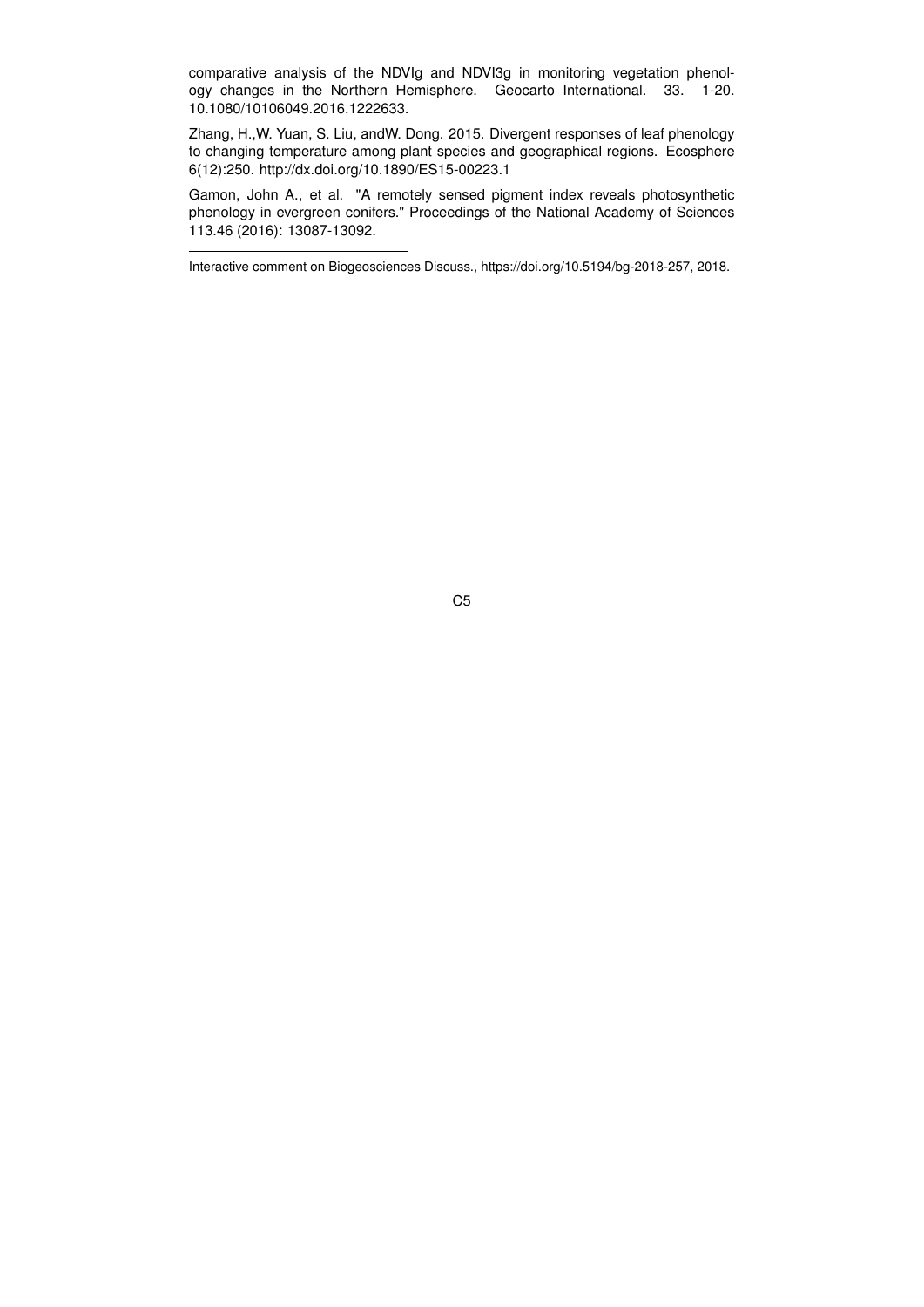comparative analysis of the NDVIg and NDVI3g in monitoring vegetation phenology changes in the Northern Hemisphere. Geocarto International. 33. 1-20. 10.1080/10106049.2016.1222633.

Zhang, H.,W. Yuan, S. Liu, andW. Dong. 2015. Divergent responses of leaf phenology to changing temperature among plant species and geographical regions. Ecosphere 6(12):250. http://dx.doi.org/10.1890/ES15-00223.1

Gamon, John A., et al. "A remotely sensed pigment index reveals photosynthetic phenology in evergreen conifers." Proceedings of the National Academy of Sciences 113.46 (2016): 13087-13092.

---

Interactive comment on Biogeosciences Discuss., https://doi.org/10.5194/bg-2018-257, 2018.